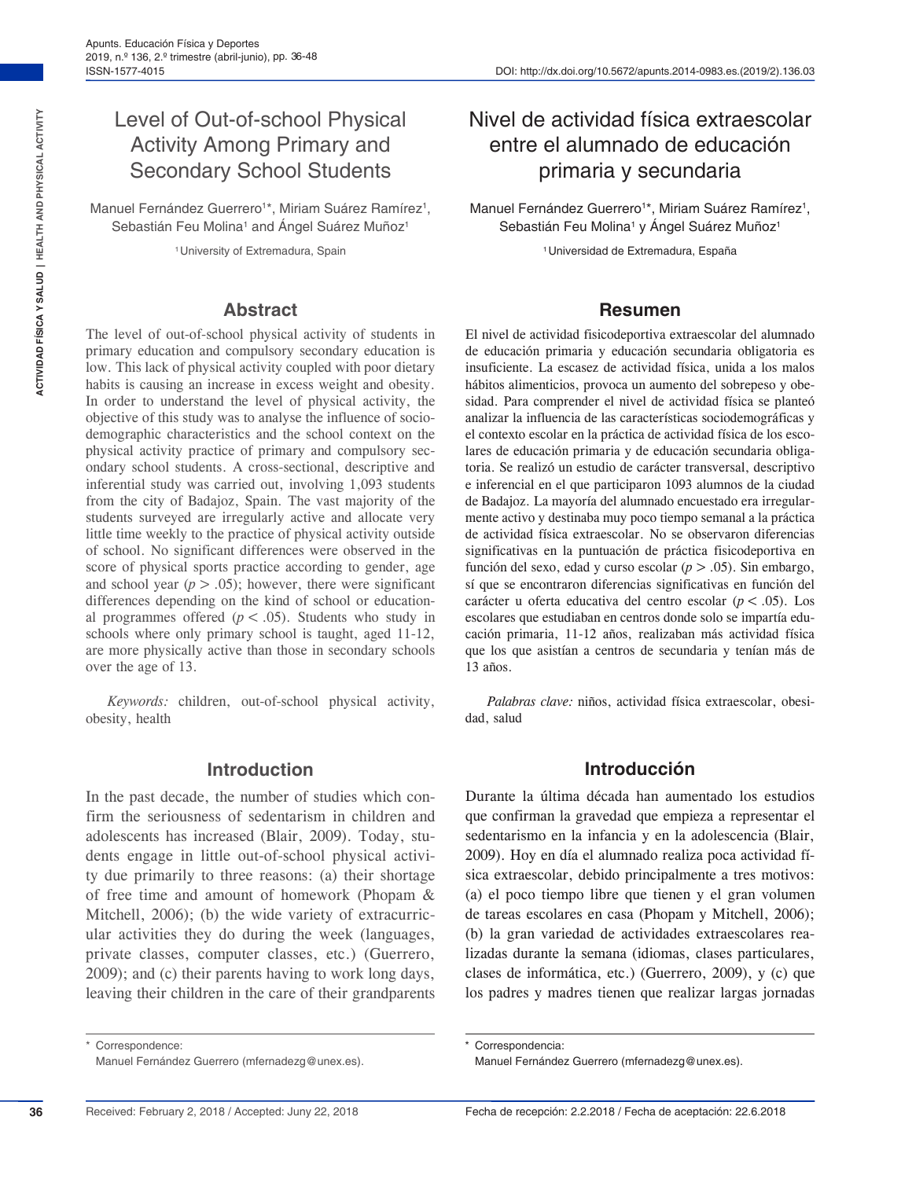# Level of Out-of-school Physical Activity Among Primary and Secondary School Students

Manuel Fernández Guerrero[1]*, Miriam Suárez Ramírez[1], Sebastián Feu Molina[1] and Ángel Suárez Muñoz[1]

[1] University of Extremadura, Spain

## Abstract

The level of out-of-school physical activity of students in primary education and compulsory secondary education is low. This lack of physical activity coupled with poor dietary habits is causing an increase in excess weight and obesity. In order to understand the level of physical activity, the objective of this study was to analyse the influence of socio-demographic characteristics and the school context on the physical activity practice of primary and compulsory secondary school students. A cross-sectional, descriptive and inferential study was carried out, involving 1,093 students from the city of Badajoz, Spain. The vast majority of the students surveyed are irregularly active and allocate very little time weekly to the practice of physical activity outside of school. No significant differences were observed in the score of physical sports practice according to gender, age and school year ($p > .05$); however, there were significant differences depending on the kind of school or educational programmes offered ($p < .05$). Students who study in schools where only primary school is taught, aged 11-12, are more physically active than those in secondary schools over the age of 13.

*Keywords:* children, out-of-school physical activity, obesity, health

## Introduction

In the past decade, the number of studies which confirm the seriousness of sedentarism in children and adolescents has increased (Blair, 2009). Today, students engage in little out-of-school physical activity due primarily to three reasons: (a) their shortage of free time and amount of homework (Phopam & Mitchell, 2006); (b) the wide variety of extracurricular activities they do during the week (languages, private classes, computer classes, etc.) (Guerrero, 2009); and (c) their parents having to work long days, leaving their children in the care of their grandparents

* Correspondence: Manuel Fernández Guerrero (mfernadezg@unex.es).

Received: February 2, 2018 / Accepted: Juny 22, 2018

# Nivel de actividad física extraescolar entre el alumnado de educación primaria y secundaria

Manuel Fernández Guerrero[1]*, Miriam Suárez Ramírez[1], Sebastián Feu Molina[1] y Ángel Suárez Muñoz[1]

[1] Universidad de Extremadura, España

## Resumen

El nivel de actividad fisicodeportiva extraescolar del alumnado de educación primaria y educación secundaria obligatoria es insuficiente. La escasez de actividad física, unida a los malos hábitos alimenticios, provoca un aumento del sobrepeso y obesidad. Para comprender el nivel de actividad física se planteó analizar la influencia de las características sociodemográficas y el contexto escolar en la práctica de actividad física de los escolares de educación primaria y de educación secundaria obligatoria. Se realizó un estudio de carácter transversal, descriptivo e inferencial en el que participaron 1093 alumnos de la ciudad de Badajoz. La mayoría del alumnado encuestado era irregularmente activo y destinaba muy poco tiempo semanal a la práctica de actividad física extraescolar. No se observaron diferencias significativas en la puntuación de práctica fisicodeportiva en función del sexo, edad y curso escolar ($p > .05$). Sin embargo, sí que se encontraron diferencias significativas en función del carácter u oferta educativa del centro escolar ($p < .05$). Los escolares que estudiaban en centros donde solo se impartía educación primaria, 11-12 años, realizaban más actividad física que los que asistían a centros de secundaria y tenían más de 13 años.

*Palabras clave:* niños, actividad física extraescolar, obesidad, salud

## Introducción

Durante la última década han aumentado los estudios que confirman la gravedad que empieza a representar el sedentarismo en la infancia y en la adolescencia (Blair, 2009). Hoy en día el alumnado realiza poca actividad física extraescolar, debido principalmente a tres motivos: (a) el poco tiempo libre que tienen y el gran volumen de tareas escolares en casa (Phopam y Mitchell, 2006); (b) la gran variedad de actividades extraescolares realizadas durante la semana (idiomas, clases particulares, clases de informática, etc.) (Guerrero, 2009), y (c) que los padres y madres tienen que realizar largas jornadas

* Correspondencia: Manuel Fernández Guerrero (mfernadezg@unex.es).

Fecha de recepción: 2.2.2018 / Fecha de aceptación: 22.6.2018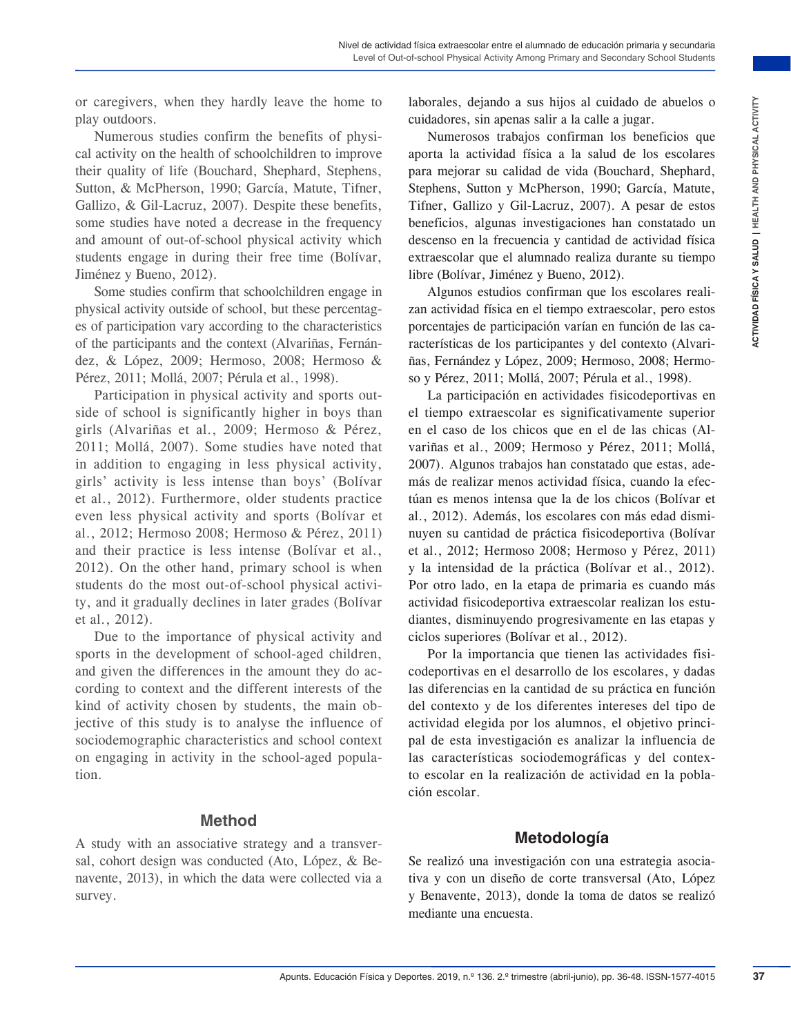or caregivers, when they hardly leave the home to play outdoors.

Numerous studies confirm the benefits of physical activity on the health of schoolchildren to improve their quality of life (Bouchard, Shephard, Stephens, Sutton, & McPherson, 1990; García, Matute, Tifner, Gallizo, & Gil-Lacruz, 2007). Despite these benefits, some studies have noted a decrease in the frequency and amount of out-of-school physical activity which students engage in during their free time (Bolívar, Jiménez y Bueno, 2012).

Some studies confirm that schoolchildren engage in physical activity outside of school, but these percentages of participation vary according to the characteristics of the participants and the context (Alvariñas, Fernández, & López, 2009; Hermoso, 2008; Hermoso & Pérez, 2011; Mollá, 2007; Pérula et al., 1998).

Participation in physical activity and sports outside of school is significantly higher in boys than girls (Alvariñas et al., 2009; Hermoso & Pérez, 2011; Mollá, 2007). Some studies have noted that in addition to engaging in less physical activity, girls' activity is less intense than boys' (Bolívar et al., 2012). Furthermore, older students practice even less physical activity and sports (Bolívar et al., 2012; Hermoso 2008; Hermoso & Pérez, 2011) and their practice is less intense (Bolívar et al., 2012). On the other hand, primary school is when students do the most out-of-school physical activity, and it gradually declines in later grades (Bolívar et al., 2012).

Due to the importance of physical activity and sports in the development of school-aged children, and given the differences in the amount they do according to context and the different interests of the kind of activity chosen by students, the main objective of this study is to analyse the influence of sociodemographic characteristics and school context on engaging in activity in the school-aged population.

## Method

A study with an associative strategy and a transversal, cohort design was conducted (Ato, López, & Benavente, 2013), in which the data were collected via a survey.

laborales, dejando a sus hijos al cuidado de abuelos o cuidadores, sin apenas salir a la calle a jugar.

Numerosos trabajos confirman los beneficios que aporta la actividad física a la salud de los escolares para mejorar su calidad de vida (Bouchard, Shephard, Stephens, Sutton y McPherson, 1990; García, Matute, Tifner, Gallizo y Gil-Lacruz, 2007). A pesar de estos beneficios, algunas investigaciones han constatado un descenso en la frecuencia y cantidad de actividad física extraescolar que el alumnado realiza durante su tiempo libre (Bolívar, Jiménez y Bueno, 2012).

Algunos estudios confirman que los escolares realizan actividad física en el tiempo extraescolar, pero estos porcentajes de participación varían en función de las características de los participantes y del contexto (Alvariñas, Fernández y López, 2009; Hermoso, 2008; Hermoso y Pérez, 2011; Mollá, 2007; Pérula et al., 1998).

La participación en actividades fisicodeportivas en el tiempo extraescolar es significativamente superior en el caso de los chicos que en el de las chicas (Alvariñas et al., 2009; Hermoso y Pérez, 2011; Mollá, 2007). Algunos trabajos han constatado que estas, además de realizar menos actividad física, cuando la efectúan es menos intensa que la de los chicos (Bolívar et al., 2012). Además, los escolares con más edad disminuyen su cantidad de práctica fisicodeportiva (Bolívar et al., 2012; Hermoso 2008; Hermoso y Pérez, 2011) y la intensidad de la práctica (Bolívar et al., 2012). Por otro lado, en la etapa de primaria es cuando más actividad fisicodeportiva extraescolar realizan los estudiantes, disminuyendo progresivamente en las etapas y ciclos superiores (Bolívar et al., 2012).

Por la importancia que tienen las actividades fisicodeportivas en el desarrollo de los escolares, y dadas las diferencias en la cantidad de su práctica en función del contexto y de los diferentes intereses del tipo de actividad elegida por los alumnos, el objetivo principal de esta investigación es analizar la influencia de las características sociodemográficas y del contexto escolar en la realización de actividad en la población escolar.

## Metodología

Se realizó una investigación con una estrategia asociativa y con un diseño de corte transversal (Ato, López y Benavente, 2013), donde la toma de datos se realizó mediante una encuesta.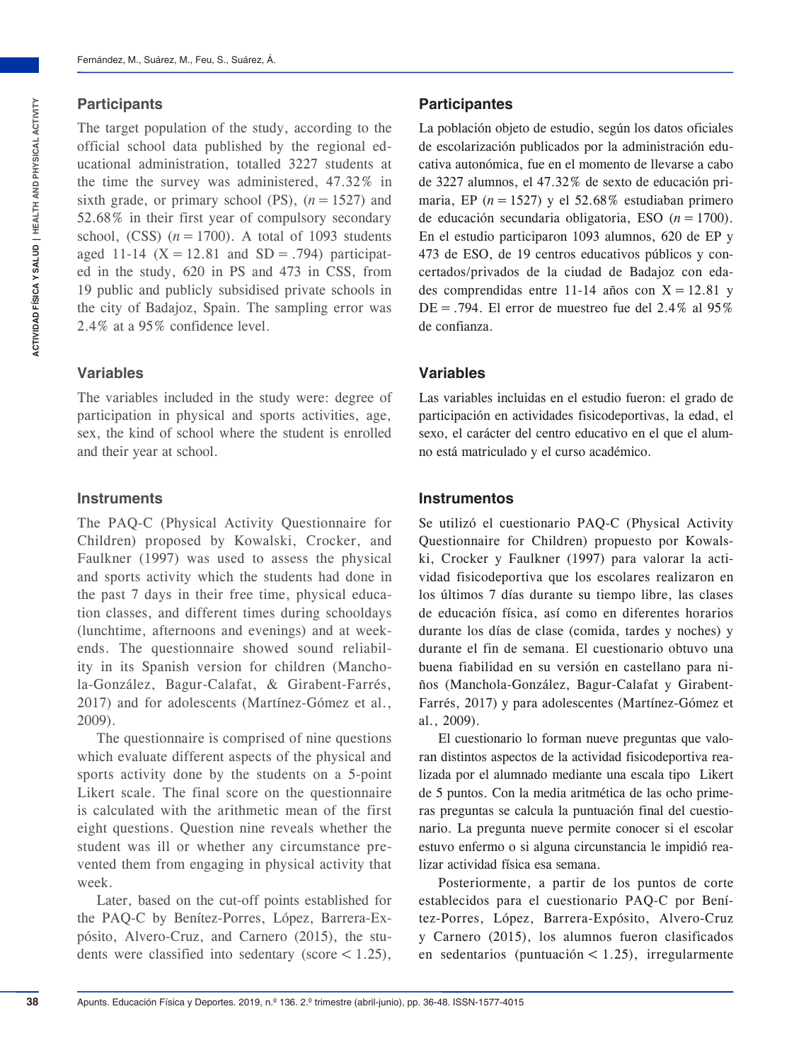## Participants

The target population of the study, according to the official school data published by the regional educational administration, totalled 3227 students at the time the survey was administered, 47.32% in sixth grade, or primary school (PS), ($n = 1527$) and 52.68% in their first year of compulsory secondary school, (CSS) ($n = 1700$). A total of 1093 students aged 11-14 (X = 12.81 and SD = .794) participated in the study, 620 in PS and 473 in CSS, from 19 public and publicly subsidised private schools in the city of Badajoz, Spain. The sampling error was 2.4% at a 95% confidence level.

## Variables

The variables included in the study were: degree of participation in physical and sports activities, age, sex, the kind of school where the student is enrolled and their year at school.

## Instruments

The PAQ-C (Physical Activity Questionnaire for Children) proposed by Kowalski, Crocker, and Faulkner (1997) was used to assess the physical and sports activity which the students had done in the past 7 days in their free time, physical education classes, and different times during schooldays (lunchtime, afternoons and evenings) and at weekends. The questionnaire showed sound reliability in its Spanish version for children (Manchola-González, Bagur-Calafat, & Girabent-Farrés, 2017) and for adolescents (Martínez-Gómez et al., 2009).

The questionnaire is comprised of nine questions which evaluate different aspects of the physical and sports activity done by the students on a 5-point Likert scale. The final score on the questionnaire is calculated with the arithmetic mean of the first eight questions. Question nine reveals whether the student was ill or whether any circumstance prevented them from engaging in physical activity that week.

Later, based on the cut-off points established for the PAQ-C by Benítez-Porres, López, Barrera-Expósito, Alvero-Cruz, and Carnero (2015), the students were classified into sedentary (score < 1.25),

## Participantes

La población objeto de estudio, según los datos oficiales de escolarización publicados por la administración educativa autonómica, fue en el momento de llevarse a cabo de 3227 alumnos, el 47.32% de sexto de educación primaria, EP ($n = 1527$) y el 52.68% estudiaban primero de educación secundaria obligatoria, ESO ($n = 1700$). En el estudio participaron 1093 alumnos, 620 de EP y 473 de ESO, de 19 centros educativos públicos y concertados/privados de la ciudad de Badajoz con edades comprendidas entre 11-14 años con X = 12.81 y DE = .794. El error de muestreo fue del 2.4% al 95% de confianza.

## Variables

Las variables incluidas en el estudio fueron: el grado de participación en actividades fisicodeportivas, la edad, el sexo, el carácter del centro educativo en el que el alumno está matriculado y el curso académico.

## Instrumentos

Se utilizó el cuestionario PAQ-C (Physical Activity Questionnaire for Children) propuesto por Kowalski, Crocker y Faulkner (1997) para valorar la actividad fisicodeportiva que los escolares realizaron en los últimos 7 días durante su tiempo libre, las clases de educación física, así como en diferentes horarios durante los días de clase (comida, tardes y noches) y durante el fin de semana. El cuestionario obtuvo una buena fiabilidad en su versión en castellano para niños (Manchola-González, Bagur-Calafat y Girabent-Farrés, 2017) y para adolescentes (Martínez-Gómez et al., 2009).

El cuestionario lo forman nueve preguntas que valoran distintos aspectos de la actividad fisicodeportiva realizada por el alumnado mediante una escala tipo Likert de 5 puntos. Con la media aritmética de las ocho primeras preguntas se calcula la puntuación final del cuestionario. La pregunta nueve permite conocer si el escolar estuvo enfermo o si alguna circunstancia le impidió realizar actividad física esa semana.

Posteriormente, a partir de los puntos de corte establecidos para el cuestionario PAQ-C por Benítez-Porres, López, Barrera-Expósito, Alvero-Cruz y Carnero (2015), los alumnos fueron clasificados en sedentarios (puntuación < 1.25), irregularmente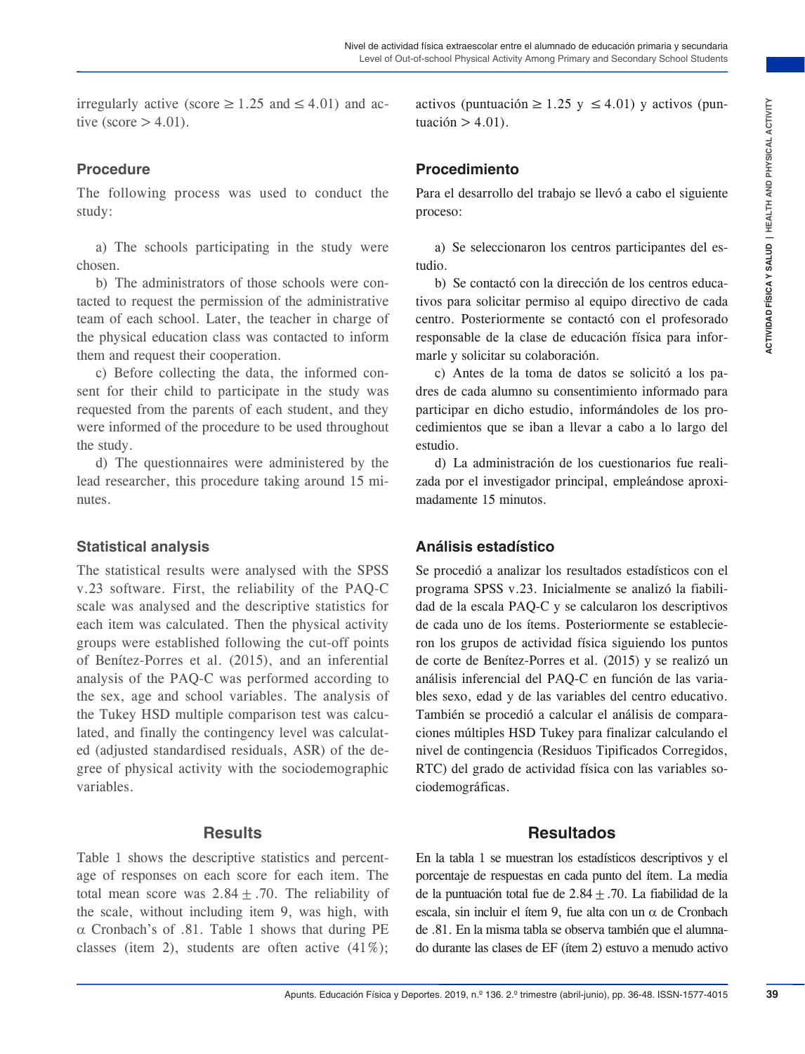irregularly active (score $\geq 1.25$ and $\leq 4.01$) and active (score $> 4.01$).

## Procedure

The following process was used to conduct the study:

a) The schools participating in the study were chosen.

b) The administrators of those schools were contacted to request the permission of the administrative team of each school. Later, the teacher in charge of the physical education class was contacted to inform them and request their cooperation.

c) Before collecting the data, the informed consent for their child to participate in the study was requested from the parents of each student, and they were informed of the procedure to be used throughout the study.

d) The questionnaires were administered by the lead researcher, this procedure taking around 15 minutes.

## Statistical analysis

The statistical results were analysed with the SPSS v.23 software. First, the reliability of the PAQ-C scale was analysed and the descriptive statistics for each item was calculated. Then the physical activity groups were established following the cut-off points of Benítez-Porres et al. (2015), and an inferential analysis of the PAQ-C was performed according to the sex, age and school variables. The analysis of the Tukey HSD multiple comparison test was calculated, and finally the contingency level was calculated (adjusted standardised residuals, ASR) of the degree of physical activity with the sociodemographic variables.

# Results

Table 1 shows the descriptive statistics and percentage of responses on each score for each item. The total mean score was $2.84 \pm .70$. The reliability of the scale, without including item 9, was high, with $\alpha$ Cronbach's of .81. Table 1 shows that during PE classes (item 2), students are often active (41%);

activos (puntuación $\geq 1.25$ y $\leq 4.01$) y activos (puntuación $> 4.01$).

## Procedimiento

Para el desarrollo del trabajo se llevó a cabo el siguiente proceso:

a) Se seleccionaron los centros participantes del estudio.

b) Se contactó con la dirección de los centros educativos para solicitar permiso al equipo directivo de cada centro. Posteriormente se contactó con el profesorado responsable de la clase de educación física para informarle y solicitar su colaboración.

c) Antes de la toma de datos se solicitó a los padres de cada alumno su consentimiento informado para participar en dicho estudio, informándoles de los procedimientos que se iban a llevar a cabo a lo largo del estudio.

d) La administración de los cuestionarios fue realizada por el investigador principal, empleándose aproximadamente 15 minutos.

## Análisis estadístico

Se procedió a analizar los resultados estadísticos con el programa SPSS v.23. Inicialmente se analizó la fiabilidad de la escala PAQ-C y se calcularon los descriptivos de cada uno de los ítems. Posteriormente se establecieron los grupos de actividad física siguiendo los puntos de corte de Benítez-Porres et al. (2015) y se realizó un análisis inferencial del PAQ-C en función de las variables sexo, edad y de las variables del centro educativo. También se procedió a calcular el análisis de comparaciones múltiples HSD Tukey para finalizar calculando el nivel de contingencia (Residuos Tipificados Corregidos, RTC) del grado de actividad física con las variables sociodemográficas.

# Resultados

En la tabla 1 se muestran los estadísticos descriptivos y el porcentaje de respuestas en cada punto del ítem. La media de la puntuación total fue de $2.84 \pm .70$. La fiabilidad de la escala, sin incluir el ítem 9, fue alta con un $\alpha$ de Cronbach de .81. En la misma tabla se observa también que el alumnado durante las clases de EF (ítem 2) estuvo a menudo activo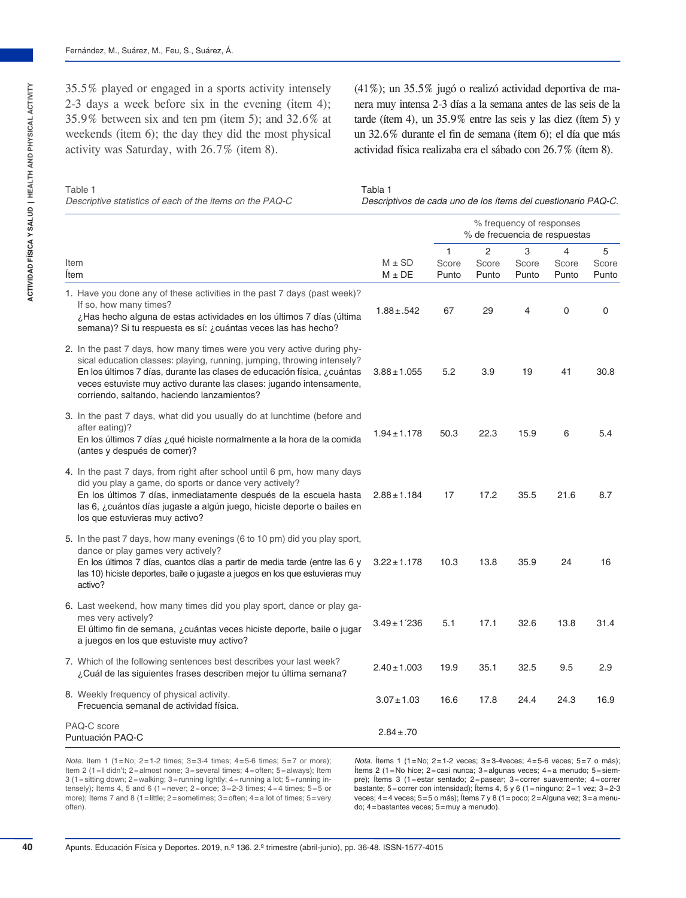35.5% played or engaged in a sports activity intensely 2-3 days a week before six in the evening (item 4); 35.9% between six and ten pm (item 5); and 32.6% at weekends (item 6); the day they did the most physical activity was Saturday, with 26.7% (item 8).

(41%); un 35.5% jugó o realizó actividad deportiva de manera muy intensa 2-3 días a la semana antes de las seis de la tarde (ítem 4), un 35.9% entre las seis y las diez (ítem 5) y un 32.6% durante el fin de semana (ítem 6); el día que más actividad física realizaba era el sábado con 26.7% (ítem 8).

Table 1
*Descriptive statistics of each of the items on the PAQ-C*

Tabla 1
*Descriptivos de cada uno de los ítems del cuestionario PAQ-C.*

| Item<br>Ítem | M ± SD<br>M ± DE | % frequency of responses<br>% de frecuencia de respuestas<br>1 Score Punto | 2 Score Punto | 3 Score Punto | 4 Score Punto | 5 Score Punto |
|---|---|---|---|---|---|---|
| 1. Have you done any of these activities in the past 7 days (past week)? If so, how many times?<br>¿Has hecho alguna de estas actividades en los últimos 7 días (última semana)? Si tu respuesta es sí: ¿cuántas veces las has hecho? | 1.88±.542 | 67 | 29 | 4 | 0 | 0 |
| 2. In the past 7 days, how many times were you very active during physical education classes: playing, running, jumping, throwing intensely?<br>En los últimos 7 días, durante las clases de educación física, ¿cuántas veces estuviste muy activo durante las clases: jugando intensamente, corriendo, saltando, haciendo lanzamientos? | 3.88±1.055 | 5.2 | 3.9 | 19 | 41 | 30.8 |
| 3. In the past 7 days, what did you usually do at lunchtime (before and after eating)?<br>En los últimos 7 días ¿qué hiciste normalmente a la hora de la comida (antes y después de comer)? | 1.94±1.178 | 50.3 | 22.3 | 15.9 | 6 | 5.4 |
| 4. In the past 7 days, from right after school until 6 pm, how many days did you play a game, do sports or dance very actively?<br>En los últimos 7 días, inmediatamente después de la escuela hasta las 6, ¿cuántos días jugaste a algún juego, hiciste deporte o bailes en los que estuvieras muy activo? | 2.88±1.184 | 17 | 17.2 | 35.5 | 21.6 | 8.7 |
| 5. In the past 7 days, how many evenings (6 to 10 pm) did you play sport, dance or play games very actively?<br>En los últimos 7 días, cuantos días a partir de media tarde (entre las 6 y las 10) hiciste deportes, baile o jugaste a juegos en los que estuvieras muy activo? | 3.22±1.178 | 10.3 | 13.8 | 35.9 | 24 | 16 |
| 6. Last weekend, how many times did you play sport, dance or play games very actively?<br>El último fin de semana, ¿cuántas veces hiciste deporte, baile o jugar a juegos en los que estuviste muy activo? | 3.49±1´236 | 5.1 | 17.1 | 32.6 | 13.8 | 31.4 |
| 7. Which of the following sentences best describes your last week?<br>¿Cuál de las siguientes frases describen mejor tu última semana? | 2.40±1.003 | 19.9 | 35.1 | 32.5 | 9.5 | 2.9 |
| 8. Weekly frequency of physical activity.<br>Frecuencia semanal de actividad física. | 3.07±1.03 | 16.6 | 17.8 | 24.4 | 24.3 | 16.9 |
| PAQ-C score<br>Puntuación PAQ-C | 2.84±.70 | | | | | |

*Note.* Item 1 (1=No; 2=1-2 times; 3=3-4 times; 4=5-6 times; 5=7 or more); Item 2 (1=I didn't; 2=almost none; 3=several times; 4=often; 5=always); Item 3 (1=sitting down; 2=walking; 3=running lightly; 4=running a lot; 5=running intensely); Items 4, 5 and 6 (1=never; 2=once; 3=2-3 times; 4=4 times; 5=5 or more); Items 7 and 8 (1=little; 2=sometimes; 3=often; 4=a lot of times; 5=very often).

*Nota.* Ítems 1 (1=No; 2=1-2 veces; 3=3-4veces; 4=5-6 veces; 5=7 o más); Ítems 2 (1=No hice; 2=casi nunca; 3=algunas veces; 4=a menudo; 5=siempre); Ítems 3 (1=estar sentado; 2=pasear; 3=correr suavemente; 4=correr bastante; 5=correr con intensidad); Ítems 4, 5 y 6 (1=ninguno; 2=1 vez; 3=2-3 veces; 4=4 veces; 5=5 o más); Ítems 7 y 8 (1=poco; 2=Alguna vez; 3=a menudo; 4=bastantes veces; 5=muy a menudo).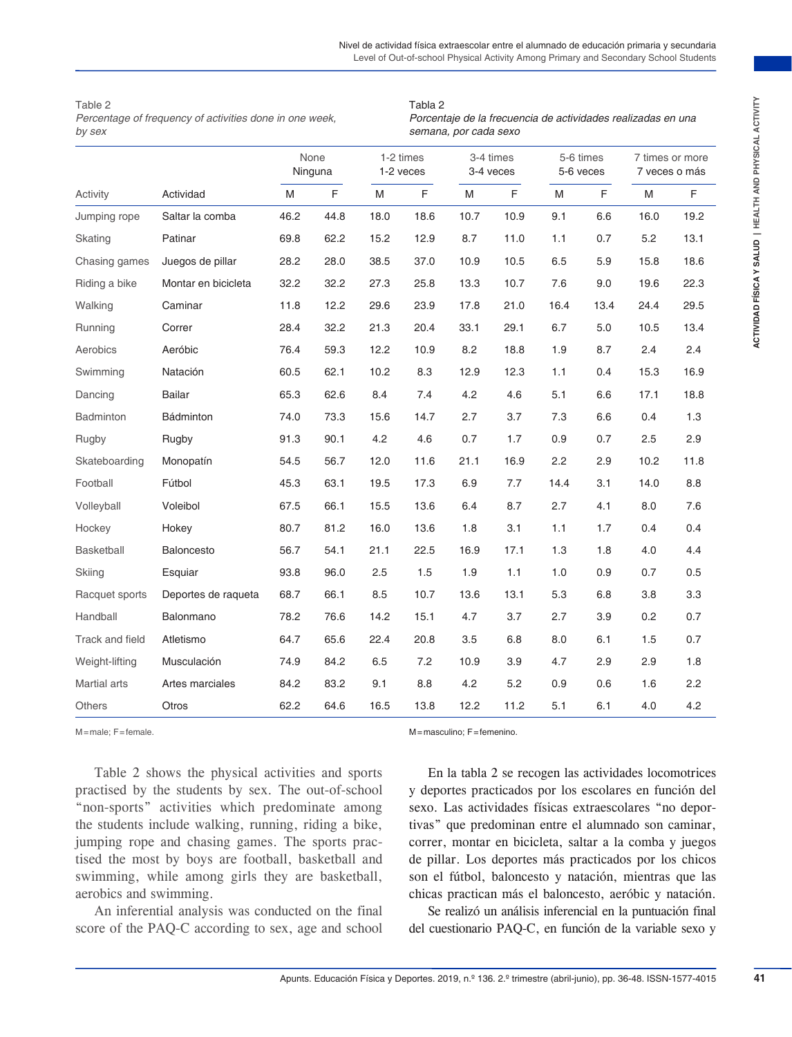Table 2
*Percentage of frequency of activities done in one week, by sex*

Tabla 2
*Porcentaje de la frecuencia de actividades realizadas en una semana, por cada sexo*

| Activity | Actividad | None / Ninguna | | 1-2 times / 1-2 veces | | 3-4 times / 3-4 veces | | 5-6 times / 5-6 veces | | 7 times or more / 7 veces o más | |
|---|---|---|---|---|---|---|---|---|---|---|---|
| | | M | F | M | F | M | F | M | F | M | F |
| Jumping rope | Saltar la comba | 46.2 | 44.8 | 18.0 | 18.6 | 10.7 | 10.9 | 9.1 | 6.6 | 16.0 | 19.2 |
| Skating | Patinar | 69.8 | 62.2 | 15.2 | 12.9 | 8.7 | 11.0 | 1.1 | 0.7 | 5.2 | 13.1 |
| Chasing games | Juegos de pillar | 28.2 | 28.0 | 38.5 | 37.0 | 10.9 | 10.5 | 6.5 | 5.9 | 15.8 | 18.6 |
| Riding a bike | Montar en bicicleta | 32.2 | 32.2 | 27.3 | 25.8 | 13.3 | 10.7 | 7.6 | 9.0 | 19.6 | 22.3 |
| Walking | Caminar | 11.8 | 12.2 | 29.6 | 23.9 | 17.8 | 21.0 | 16.4 | 13.4 | 24.4 | 29.5 |
| Running | Correr | 28.4 | 32.2 | 21.3 | 20.4 | 33.1 | 29.1 | 6.7 | 5.0 | 10.5 | 13.4 |
| Aerobics | Aeróbic | 76.4 | 59.3 | 12.2 | 10.9 | 8.2 | 18.8 | 1.9 | 8.7 | 2.4 | 2.4 |
| Swimming | Natación | 60.5 | 62.1 | 10.2 | 8.3 | 12.9 | 12.3 | 1.1 | 0.4 | 15.3 | 16.9 |
| Dancing | Bailar | 65.3 | 62.6 | 8.4 | 7.4 | 4.2 | 4.6 | 5.1 | 6.6 | 17.1 | 18.8 |
| Badminton | Bádminton | 74.0 | 73.3 | 15.6 | 14.7 | 2.7 | 3.7 | 7.3 | 6.6 | 0.4 | 1.3 |
| Rugby | Rugby | 91.3 | 90.1 | 4.2 | 4.6 | 0.7 | 1.7 | 0.9 | 0.7 | 2.5 | 2.9 |
| Skateboarding | Monopatín | 54.5 | 56.7 | 12.0 | 11.6 | 21.1 | 16.9 | 2.2 | 2.9 | 10.2 | 11.8 |
| Football | Fútbol | 45.3 | 63.1 | 19.5 | 17.3 | 6.9 | 7.7 | 14.4 | 3.1 | 14.0 | 8.8 |
| Volleyball | Voleibol | 67.5 | 66.1 | 15.5 | 13.6 | 6.4 | 8.7 | 2.7 | 4.1 | 8.0 | 7.6 |
| Hockey | Hokey | 80.7 | 81.2 | 16.0 | 13.6 | 1.8 | 3.1 | 1.1 | 1.7 | 0.4 | 0.4 |
| Basketball | Baloncesto | 56.7 | 54.1 | 21.1 | 22.5 | 16.9 | 17.1 | 1.3 | 1.8 | 4.0 | 4.4 |
| Skiing | Esquiar | 93.8 | 96.0 | 2.5 | 1.5 | 1.9 | 1.1 | 1.0 | 0.9 | 0.7 | 0.5 |
| Racquet sports | Deportes de raqueta | 68.7 | 66.1 | 8.5 | 10.7 | 13.6 | 13.1 | 5.3 | 6.8 | 3.8 | 3.3 |
| Handball | Balonmano | 78.2 | 76.6 | 14.2 | 15.1 | 4.7 | 3.7 | 2.7 | 3.9 | 0.2 | 0.7 |
| Track and field | Atletismo | 64.7 | 65.6 | 22.4 | 20.8 | 3.5 | 6.8 | 8.0 | 6.1 | 1.5 | 0.7 |
| Weight-lifting | Musculación | 74.9 | 84.2 | 6.5 | 7.2 | 10.9 | 3.9 | 4.7 | 2.9 | 2.9 | 1.8 |
| Martial arts | Artes marciales | 84.2 | 83.2 | 9.1 | 8.8 | 4.2 | 5.2 | 0.9 | 0.6 | 1.6 | 2.2 |
| Others | Otros | 62.2 | 64.6 | 16.5 | 13.8 | 12.2 | 11.2 | 5.1 | 6.1 | 4.0 | 4.2 |

M = male; F = female.

M = masculino; F = femenino.

Table 2 shows the physical activities and sports practised by the students by sex. The out-of-school "non-sports" activities which predominate among the students include walking, running, riding a bike, jumping rope and chasing games. The sports practised the most by boys are football, basketball and swimming, while among girls they are basketball, aerobics and swimming.

An inferential analysis was conducted on the final score of the PAQ-C according to sex, age and school

En la tabla 2 se recogen las actividades locomotrices y deportes practicados por los escolares en función del sexo. Las actividades físicas extraescolares "no deportivas" que predominan entre el alumnado son caminar, correr, montar en bicicleta, saltar a la comba y juegos de pillar. Los deportes más practicados por los chicos son el fútbol, baloncesto y natación, mientras que las chicas practican más el baloncesto, aeróbic y natación.

Se realizó un análisis inferencial en la puntuación final del cuestionario PAQ-C, en función de la variable sexo y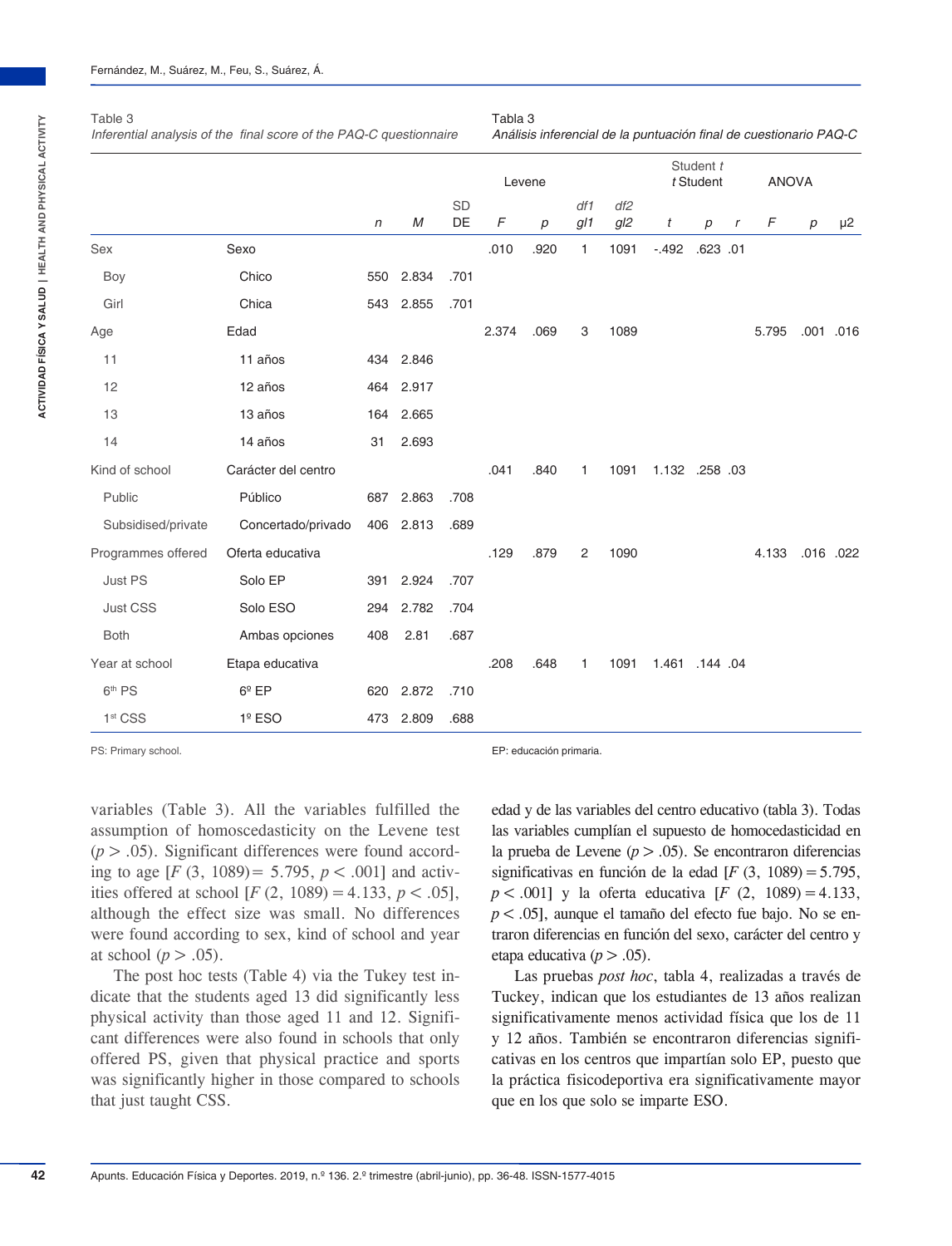Table 3
*Inferential analysis of the final score of the PAQ-C questionnaire*

Tabla 3
*Análisis inferencial de la puntuación final de cuestionario PAQ-C*

| | | | | | Levene | | | | Student *t* / *t* Student | | | ANOVA | | |
|---|---|---|---|---|---|---|---|---|---|---|---|---|---|---|
| | | *n* | *M* | SD / DE | *F* | *p* | *df1* / *gl1* | *df2* / *gl2* | *t* | *p* | *r* | *F* | *p* | μ2 |
| Sex | Sexo | | | | .010 | .920 | 1 | 1091 | -.492 | .623 | .01 | | | |
| Boy | Chico | 550 | 2.834 | .701 | | | | | | | | | | |
| Girl | Chica | 543 | 2.855 | .701 | | | | | | | | | | |
| Age | Edad | | | | 2.374 | .069 | 3 | 1089 | | | | 5.795 | .001 | .016 |
| 11 | 11 años | 434 | 2.846 | | | | | | | | | | | |
| 12 | 12 años | 464 | 2.917 | | | | | | | | | | | |
| 13 | 13 años | 164 | 2.665 | | | | | | | | | | | |
| 14 | 14 años | 31 | 2.693 | | | | | | | | | | | |
| Kind of school | Carácter del centro | | | | .041 | .840 | 1 | 1091 | 1.132 | .258 | .03 | | | |
| Public | Público | 687 | 2.863 | .708 | | | | | | | | | | |
| Subsidised/private | Concertado/privado | 406 | 2.813 | .689 | | | | | | | | | | |
| Programmes offered | Oferta educativa | | | | .129 | .879 | 2 | 1090 | | | | 4.133 | .016 | .022 |
| Just PS | Solo EP | 391 | 2.924 | .707 | | | | | | | | | | |
| Just CSS | Solo ESO | 294 | 2.782 | .704 | | | | | | | | | | |
| Both | Ambas opciones | 408 | 2.81 | .687 | | | | | | | | | | |
| Year at school | Etapa educativa | | | | .208 | .648 | 1 | 1091 | 1.461 | .144 | .04 | | | |
| 6th PS | 6º EP | 620 | 2.872 | .710 | | | | | | | | | | |
| 1st CSS | 1º ESO | 473 | 2.809 | .688 | | | | | | | | | | |

PS: Primary school.

EP: educación primaria.

variables (Table 3). All the variables fulfilled the assumption of homoscedasticity on the Levene test ($p > .05$). Significant differences were found according to age [$F$ (3, 1089) = 5.795, $p < .001$] and activities offered at school [$F$ (2, 1089) = 4.133, $p < .05$], although the effect size was small. No differences were found according to sex, kind of school and year at school ($p > .05$).

The post hoc tests (Table 4) via the Tukey test indicate that the students aged 13 did significantly less physical activity than those aged 11 and 12. Significant differences were also found in schools that only offered PS, given that physical practice and sports was significantly higher in those compared to schools that just taught CSS.

edad y de las variables del centro educativo (tabla 3). Todas las variables cumplían el supuesto de homocedasticidad en la prueba de Levene ($p > .05$). Se encontraron diferencias significativas en función de la edad [$F$ (3, 1089) = 5.795, $p < .001$] y la oferta educativa [$F$ (2, 1089) = 4.133, $p < .05$], aunque el tamaño del efecto fue bajo. No se encontraron diferencias en función del sexo, carácter del centro y etapa educativa ($p > .05$).

Las pruebas *post hoc*, tabla 4, realizadas a través de Tuckey, indican que los estudiantes de 13 años realizan significativamente menos actividad física que los de 11 y 12 años. También se encontraron diferencias significativas en los centros que impartían solo EP, puesto que la práctica fisicodeportiva era significativamente mayor que en los que solo se imparte ESO.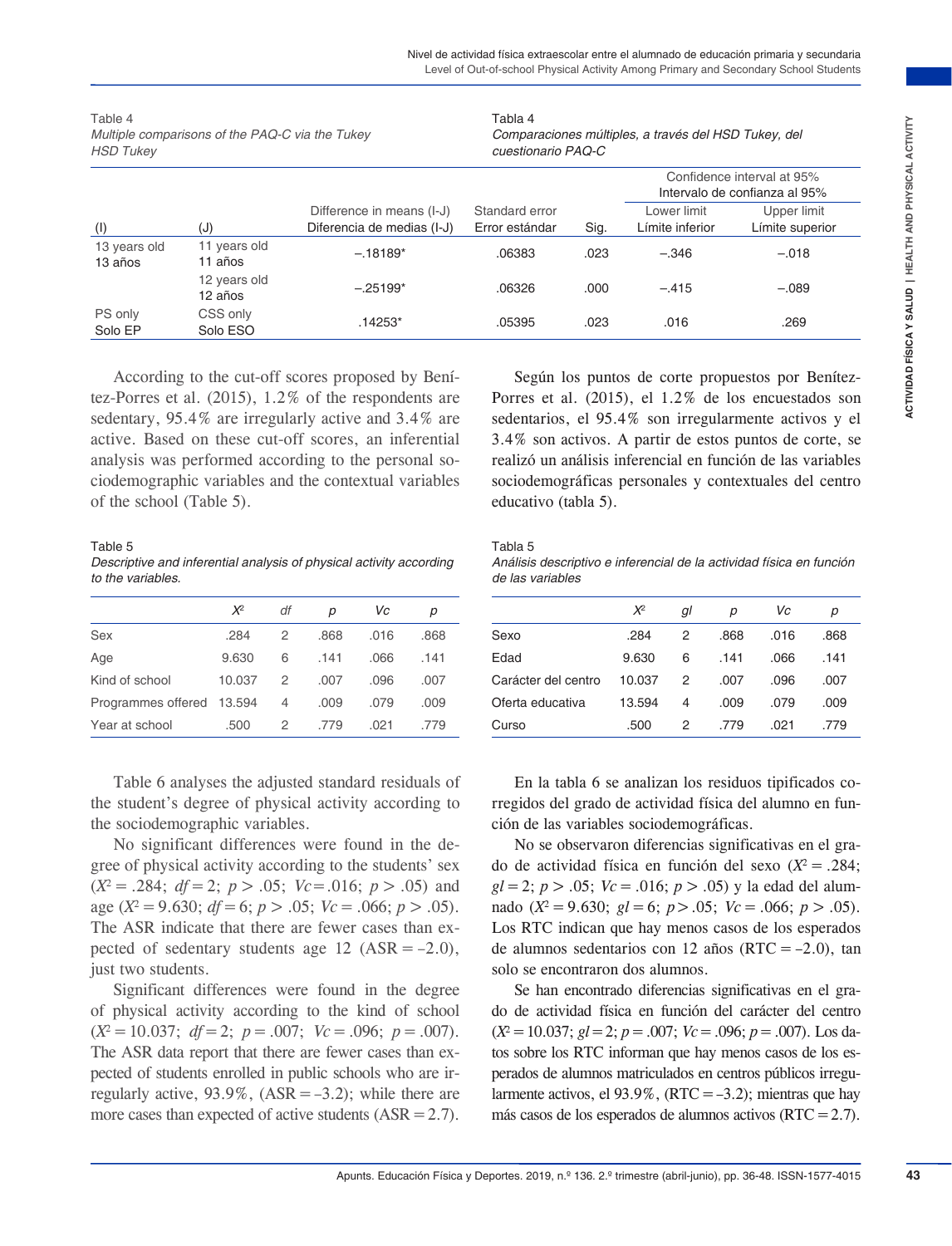Table 4
*Multiple comparisons of the PAQ-C via the Tukey HSD Tukey*

Tabla 4
*Comparaciones múltiples, a través del HSD Tukey, del cuestionario PAQ-C*

| (I) | (J) | Difference in means (I-J) Diferencia de medias (I-J) | Standard error Error estándar | Sig. | Confidence interval at 95% Intervalo de confianza al 95% | |
|---|---|---|---|---|---|---|
| | | | | | Lower limit Límite inferior | Upper limit Límite superior |
| 13 years old 13 años | 11 years old 11 años | –.18189* | .06383 | .023 | –.346 | –.018 |
| | 12 years old 12 años | –.25199* | .06326 | .000 | –.415 | –.089 |
| PS only Solo EP | CSS only Solo ESO | .14253* | .05395 | .023 | .016 | .269 |

According to the cut-off scores proposed by Benítez-Porres et al. (2015), 1.2% of the respondents are sedentary, 95.4% are irregularly active and 3.4% are active. Based on these cut-off scores, an inferential analysis was performed according to the personal sociodemographic variables and the contextual variables of the school (Table 5).

Según los puntos de corte propuestos por Benítez-Porres et al. (2015), el 1.2% de los encuestados son sedentarios, el 95.4% son irregularmente activos y el 3.4% son activos. A partir de estos puntos de corte, se realizó un análisis inferencial en función de las variables sociodemográficas personales y contextuales del centro educativo (tabla 5).

Table 5
*Descriptive and inferential analysis of physical activity according to the variables.*

| | $X^2$ | *df* | *p* | *Vc* | *p* |
|---|---|---|---|---|---|
| Sex | .284 | 2 | .868 | .016 | .868 |
| Age | 9.630 | 6 | .141 | .066 | .141 |
| Kind of school | 10.037 | 2 | .007 | .096 | .007 |
| Programmes offered | 13.594 | 4 | .009 | .079 | .009 |
| Year at school | .500 | 2 | .779 | .021 | .779 |

Tabla 5
*Análisis descriptivo e inferencial de la actividad física en función de las variables*

| | $X^2$ | *gl* | *p* | *Vc* | *p* |
|---|---|---|---|---|---|
| Sexo | .284 | 2 | .868 | .016 | .868 |
| Edad | 9.630 | 6 | .141 | .066 | .141 |
| Carácter del centro | 10.037 | 2 | .007 | .096 | .007 |
| Oferta educativa | 13.594 | 4 | .009 | .079 | .009 |
| Curso | .500 | 2 | .779 | .021 | .779 |

Table 6 analyses the adjusted standard residuals of the student's degree of physical activity according to the sociodemographic variables.

No significant differences were found in the degree of physical activity according to the students' sex ($X^2 = .284$; $df = 2$; $p > .05$; $Vc = .016$; $p > .05$) and age ($X^2 = 9.630$; $df = 6$; $p > .05$; $Vc = .066$; $p > .05$). The ASR indicate that there are fewer cases than expected of sedentary students age 12 (ASR = –2.0), just two students.

Significant differences were found in the degree of physical activity according to the kind of school ($X^2 = 10.037$; $df = 2$; $p = .007$; $Vc = .096$; $p = .007$). The ASR data report that there are fewer cases than expected of students enrolled in public schools who are irregularly active, 93.9%, (ASR = –3.2); while there are more cases than expected of active students (ASR = 2.7).

En la tabla 6 se analizan los residuos tipificados corregidos del grado de actividad física del alumno en función de las variables sociodemográficas.

No se observaron diferencias significativas en el grado de actividad física en función del sexo ($X^2 = .284$; $gl = 2$; $p > .05$; $Vc = .016$; $p > .05$) y la edad del alumnado ($X^2 = 9.630$; $gl = 6$; $p > .05$; $Vc = .066$; $p > .05$). Los RTC indican que hay menos casos de los esperados de alumnos sedentarios con 12 años (RTC = –2.0), tan solo se encontraron dos alumnos.

Se han encontrado diferencias significativas en el grado de actividad física en función del carácter del centro ($X^2 = 10.037$; $gl = 2$; $p = .007$; $Vc = .096$; $p = .007$). Los datos sobre los RTC informan que hay menos casos de los esperados de alumnos matriculados en centros públicos irregularmente activos, el 93.9%, (RTC = –3.2); mientras que hay más casos de los esperados de alumnos activos (RTC = 2.7).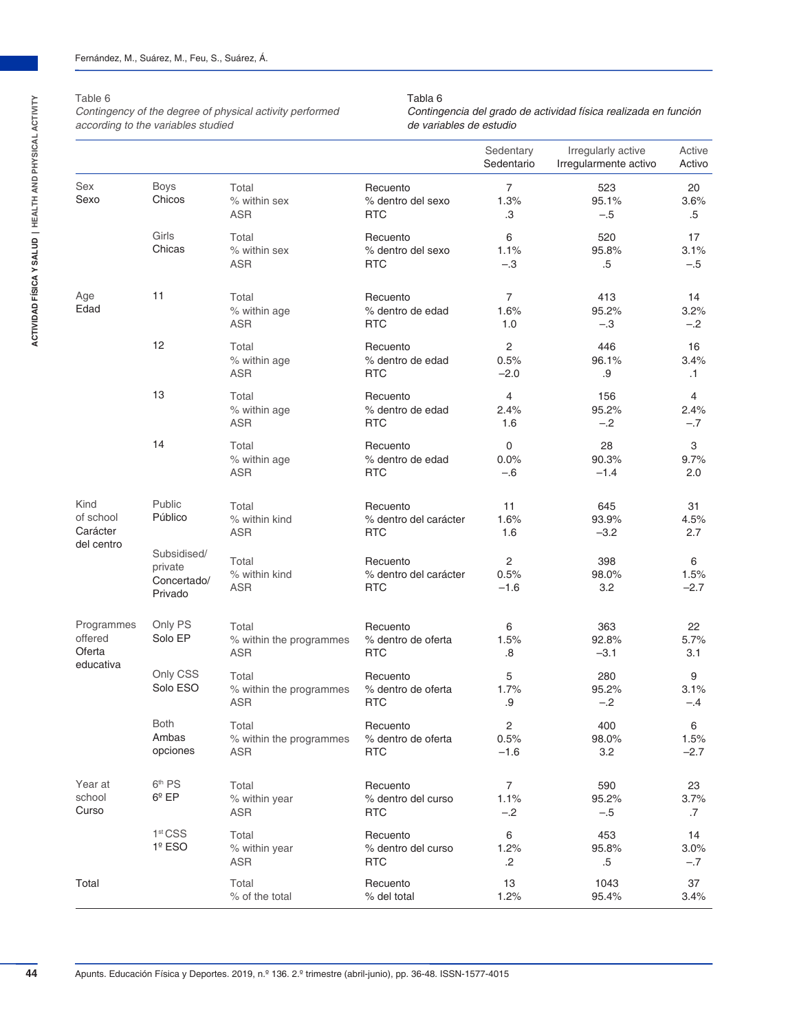Table 6
*Contingency of the degree of physical activity performed according to the variables studied*

Tabla 6
*Contingencia del grado de actividad física realizada en función de variables de estudio*

| | | | | Sedentary Sedentario | Irregularly active Irregularmente activo | Active Activo |
|---|---|---|---|---|---|---|
| Sex Sexo | Boys Chicos | Total | Recuento | 7 | 523 | 20 |
| | | % within sex | % dentro del sexo | 1.3% | 95.1% | 3.6% |
| | | ASR | RTC | .3 | –.5 | .5 |
| | Girls Chicas | Total | Recuento | 6 | 520 | 17 |
| | | % within sex | % dentro del sexo | 1.1% | 95.8% | 3.1% |
| | | ASR | RTC | –.3 | .5 | –.5 |
| Age Edad | 11 | Total | Recuento | 7 | 413 | 14 |
| | | % within age | % dentro de edad | 1.6% | 95.2% | 3.2% |
| | | ASR | RTC | 1.0 | –.3 | –.2 |
| | 12 | Total | Recuento | 2 | 446 | 16 |
| | | % within age | % dentro de edad | 0.5% | 96.1% | 3.4% |
| | | ASR | RTC | –2.0 | .9 | .1 |
| | 13 | Total | Recuento | 4 | 156 | 4 |
| | | % within age | % dentro de edad | 2.4% | 95.2% | 2.4% |
| | | ASR | RTC | 1.6 | –.2 | –.7 |
| | 14 | Total | Recuento | 0 | 28 | 3 |
| | | % within age | % dentro de edad | 0.0% | 90.3% | 9.7% |
| | | ASR | RTC | –.6 | –1.4 | 2.0 |
| Kind of school Carácter del centro | Public Público | Total | Recuento | 11 | 645 | 31 |
| | | % within kind | % dentro del carácter | 1.6% | 93.9% | 4.5% |
| | | ASR | RTC | 1.6 | –3.2 | 2.7 |
| | Subsidised/ private Concertado/ Privado | Total | Recuento | 2 | 398 | 6 |
| | | % within kind | % dentro del carácter | 0.5% | 98.0% | 1.5% |
| | | ASR | RTC | –1.6 | 3.2 | –2.7 |
| Programmes offered Oferta educativa | Only PS Solo EP | Total | Recuento | 6 | 363 | 22 |
| | | % within the programmes | % dentro de oferta | 1.5% | 92.8% | 5.7% |
| | | ASR | RTC | .8 | –3.1 | 3.1 |
| | Only CSS Solo ESO | Total | Recuento | 5 | 280 | 9 |
| | | % within the programmes | % dentro de oferta | 1.7% | 95.2% | 3.1% |
| | | ASR | RTC | .9 | –.2 | –.4 |
| | Both Ambas opciones | Total | Recuento | 2 | 400 | 6 |
| | | % within the programmes | % dentro de oferta | 0.5% | 98.0% | 1.5% |
| | | ASR | RTC | –1.6 | 3.2 | –2.7 |
| Year at school Curso | 6th PS 6º EP | Total | Recuento | 7 | 590 | 23 |
| | | % within year | % dentro del curso | 1.1% | 95.2% | 3.7% |
| | | ASR | RTC | –.2 | –.5 | .7 |
| | 1st CSS 1º ESO | Total | Recuento | 6 | 453 | 14 |
| | | % within year | % dentro del curso | 1.2% | 95.8% | 3.0% |
| | | ASR | RTC | .2 | .5 | –.7 |
| Total | | Total | Recuento | 13 | 1043 | 37 |
| | | % of the total | % del total | 1.2% | 95.4% | 3.4% |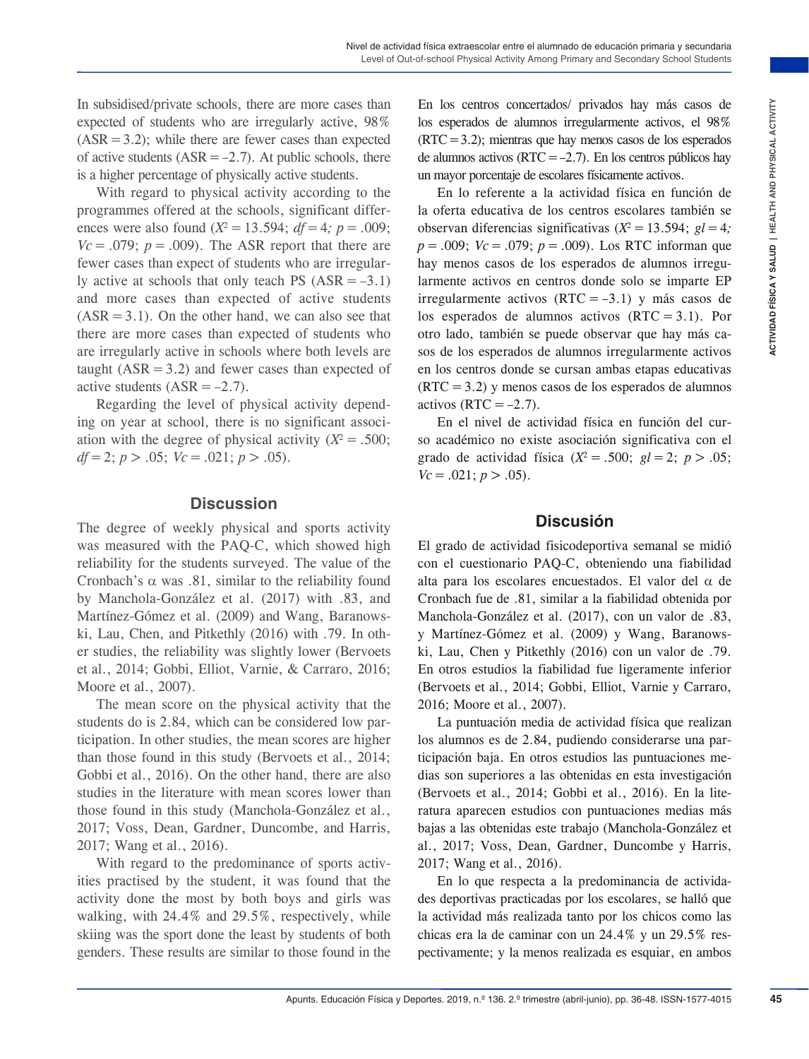In subsidised/private schools, there are more cases than expected of students who are irregularly active, 98% (ASR = 3.2); while there are fewer cases than expected of active students (ASR = –2.7). At public schools, there is a higher percentage of physically active students.

With regard to physical activity according to the programmes offered at the schools, significant differences were also found ($X^2 = 13.594$; $df = 4$; $p = .009$; $Vc = .079$; $p = .009$). The ASR report that there are fewer cases than expect of students who are irregularly active at schools that only teach PS (ASR = –3.1) and more cases than expected of active students (ASR = 3.1). On the other hand, we can also see that there are more cases than expected of students who are irregularly active in schools where both levels are taught (ASR = 3.2) and fewer cases than expected of active students (ASR = –2.7).

Regarding the level of physical activity depending on year at school, there is no significant association with the degree of physical activity ($X^2 = .500$; $df = 2$; $p > .05$; $Vc = .021$; $p > .05$).

## Discussion

The degree of weekly physical and sports activity was measured with the PAQ-C, which showed high reliability for the students surveyed. The value of the Cronbach's α was .81, similar to the reliability found by Manchola-González et al. (2017) with .83, and Martínez-Gómez et al. (2009) and Wang, Baranowski, Lau, Chen, and Pitkethly (2016) with .79. In other studies, the reliability was slightly lower (Bervoets et al., 2014; Gobbi, Elliot, Varnie, & Carraro, 2016; Moore et al., 2007).

The mean score on the physical activity that the students do is 2.84, which can be considered low participation. In other studies, the mean scores are higher than those found in this study (Bervoets et al., 2014; Gobbi et al., 2016). On the other hand, there are also studies in the literature with mean scores lower than those found in this study (Manchola-González et al., 2017; Voss, Dean, Gardner, Duncombe, and Harris, 2017; Wang et al., 2016).

With regard to the predominance of sports activities practised by the student, it was found that the activity done the most by both boys and girls was walking, with 24.4% and 29.5%, respectively, while skiing was the sport done the least by students of both genders. These results are similar to those found in the

En los centros concertados/ privados hay más casos de los esperados de alumnos irregularmente activos, el 98% (RTC = 3.2); mientras que hay menos casos de los esperados de alumnos activos (RTC = –2.7). En los centros públicos hay un mayor porcentaje de escolares físicamente activos.

En lo referente a la actividad física en función de la oferta educativa de los centros escolares también se observan diferencias significativas ($X^2 = 13.594$; $gl = 4$; $p = .009$; $Vc = .079$; $p = .009$). Los RTC informan que hay menos casos de los esperados de alumnos irregularmente activos en centros donde solo se imparte EP irregularmente activos (RTC = –3.1) y más casos de los esperados de alumnos activos (RTC = 3.1). Por otro lado, también se puede observar que hay más casos de los esperados de alumnos irregularmente activos en los centros donde se cursan ambas etapas educativas (RTC = 3.2) y menos casos de los esperados de alumnos activos (RTC = –2.7).

En el nivel de actividad física en función del curso académico no existe asociación significativa con el grado de actividad física ($X^2 = .500$; $gl = 2$; $p > .05$; $Vc = .021$; $p > .05$).

## Discusión

El grado de actividad fisicodeportiva semanal se midió con el cuestionario PAQ-C, obteniendo una fiabilidad alta para los escolares encuestados. El valor del α de Cronbach fue de .81, similar a la fiabilidad obtenida por Manchola-González et al. (2017), con un valor de .83, y Martínez-Gómez et al. (2009) y Wang, Baranowski, Lau, Chen y Pitkethly (2016) con un valor de .79. En otros estudios la fiabilidad fue ligeramente inferior (Bervoets et al., 2014; Gobbi, Elliot, Varnie y Carraro, 2016; Moore et al., 2007).

La puntuación media de actividad física que realizan los alumnos es de 2.84, pudiendo considerarse una participación baja. En otros estudios las puntuaciones medias son superiores a las obtenidas en esta investigación (Bervoets et al., 2014; Gobbi et al., 2016). En la literatura aparecen estudios con puntuaciones medias más bajas a las obtenidas este trabajo (Manchola-González et al., 2017; Voss, Dean, Gardner, Duncombe y Harris, 2017; Wang et al., 2016).

En lo que respecta a la predominancia de actividades deportivas practicadas por los escolares, se halló que la actividad más realizada tanto por los chicos como las chicas era la de caminar con un 24.4% y un 29.5% respectivamente; y la menos realizada es esquiar, en ambos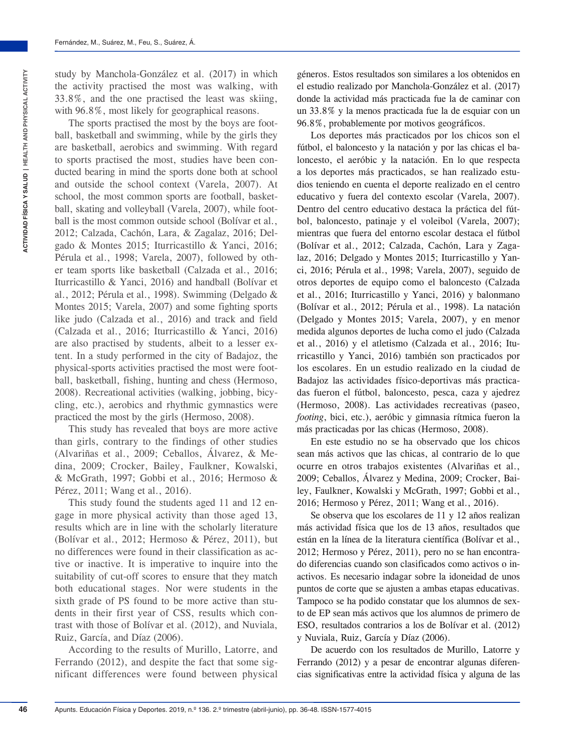study by Manchola-González et al. (2017) in which the activity practised the most was walking, with 33.8%, and the one practised the least was skiing, with 96.8%, most likely for geographical reasons.

The sports practised the most by the boys are football, basketball and swimming, while by the girls they are basketball, aerobics and swimming. With regard to sports practised the most, studies have been conducted bearing in mind the sports done both at school and outside the school context (Varela, 2007). At school, the most common sports are football, basketball, skating and volleyball (Varela, 2007), while football is the most common outside school (Bolívar et al., 2012; Calzada, Cachón, Lara, & Zagalaz, 2016; Delgado & Montes 2015; Iturricastillo & Yanci, 2016; Pérula et al., 1998; Varela, 2007), followed by other team sports like basketball (Calzada et al., 2016; Iturricastillo & Yanci, 2016) and handball (Bolívar et al., 2012; Pérula et al., 1998). Swimming (Delgado & Montes 2015; Varela, 2007) and some fighting sports like judo (Calzada et al., 2016) and track and field (Calzada et al., 2016; Iturricastillo & Yanci, 2016) are also practised by students, albeit to a lesser extent. In a study performed in the city of Badajoz, the physical-sports activities practised the most were football, basketball, fishing, hunting and chess (Hermoso, 2008). Recreational activities (walking, jobbing, bicycling, etc.), aerobics and rhythmic gymnastics were practiced the most by the girls (Hermoso, 2008).

This study has revealed that boys are more active than girls, contrary to the findings of other studies (Alvariñas et al., 2009; Ceballos, Álvarez, & Medina, 2009; Crocker, Bailey, Faulkner, Kowalski, & McGrath, 1997; Gobbi et al., 2016; Hermoso & Pérez, 2011; Wang et al., 2016).

This study found the students aged 11 and 12 engage in more physical activity than those aged 13, results which are in line with the scholarly literature (Bolívar et al., 2012; Hermoso & Pérez, 2011), but no differences were found in their classification as active or inactive. It is imperative to inquire into the suitability of cut-off scores to ensure that they match both educational stages. Nor were students in the sixth grade of PS found to be more active than students in their first year of CSS, results which contrast with those of Bolívar et al. (2012), and Nuviala, Ruiz, García, and Díaz (2006).

According to the results of Murillo, Latorre, and Ferrando (2012), and despite the fact that some significant differences were found between physical

géneros. Estos resultados son similares a los obtenidos en el estudio realizado por Manchola-González et al. (2017) donde la actividad más practicada fue la de caminar con un 33.8% y la menos practicada fue la de esquiar con un 96.8%, probablemente por motivos geográficos.

Los deportes más practicados por los chicos son el fútbol, el baloncesto y la natación y por las chicas el baloncesto, el aeróbic y la natación. En lo que respecta a los deportes más practicados, se han realizado estudios teniendo en cuenta el deporte realizado en el centro educativo y fuera del contexto escolar (Varela, 2007). Dentro del centro educativo destaca la práctica del fútbol, baloncesto, patinaje y el voleibol (Varela, 2007); mientras que fuera del entorno escolar destaca el fútbol (Bolívar et al., 2012; Calzada, Cachón, Lara y Zagalaz, 2016; Delgado y Montes 2015; Iturricastillo y Yanci, 2016; Pérula et al., 1998; Varela, 2007), seguido de otros deportes de equipo como el baloncesto (Calzada et al., 2016; Iturricastillo y Yanci, 2016) y balonmano (Bolívar et al., 2012; Pérula et al., 1998). La natación (Delgado y Montes 2015; Varela, 2007), y en menor medida algunos deportes de lucha como el judo (Calzada et al., 2016) y el atletismo (Calzada et al., 2016; Iturricastillo y Yanci, 2016) también son practicados por los escolares. En un estudio realizado en la ciudad de Badajoz las actividades físico-deportivas más practicadas fueron el fútbol, baloncesto, pesca, caza y ajedrez (Hermoso, 2008). Las actividades recreativas (paseo, *footing*, bici, etc.), aeróbic y gimnasia rítmica fueron la más practicadas por las chicas (Hermoso, 2008).

En este estudio no se ha observado que los chicos sean más activos que las chicas, al contrario de lo que ocurre en otros trabajos existentes (Alvariñas et al., 2009; Ceballos, Álvarez y Medina, 2009; Crocker, Bailey, Faulkner, Kowalski y McGrath, 1997; Gobbi et al., 2016; Hermoso y Pérez, 2011; Wang et al., 2016).

Se observa que los escolares de 11 y 12 años realizan más actividad física que los de 13 años, resultados que están en la línea de la literatura científica (Bolívar et al., 2012; Hermoso y Pérez, 2011), pero no se han encontrado diferencias cuando son clasificados como activos o inactivos. Es necesario indagar sobre la idoneidad de unos puntos de corte que se ajusten a ambas etapas educativas. Tampoco se ha podido constatar que los alumnos de sexto de EP sean más activos que los alumnos de primero de ESO, resultados contrarios a los de Bolívar et al. (2012) y Nuviala, Ruiz, García y Díaz (2006).

De acuerdo con los resultados de Murillo, Latorre y Ferrando (2012) y a pesar de encontrar algunas diferencias significativas entre la actividad física y alguna de las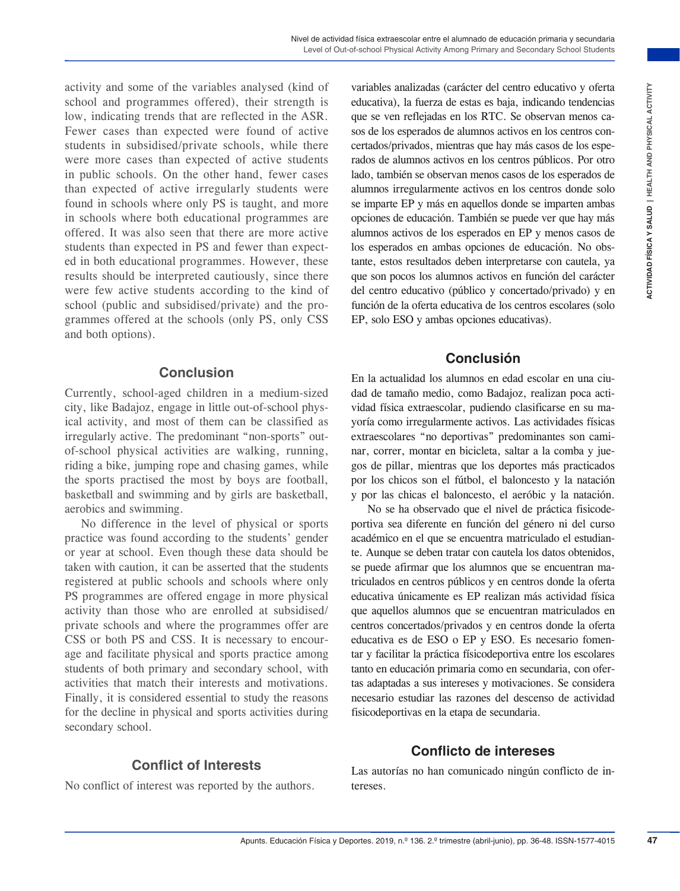activity and some of the variables analysed (kind of school and programmes offered), their strength is low, indicating trends that are reflected in the ASR. Fewer cases than expected were found of active students in subsidised/private schools, while there were more cases than expected of active students in public schools. On the other hand, fewer cases than expected of active irregularly students were found in schools where only PS is taught, and more in schools where both educational programmes are offered. It was also seen that there are more active students than expected in PS and fewer than expected in both educational programmes. However, these results should be interpreted cautiously, since there were few active students according to the kind of school (public and subsidised/private) and the programmes offered at the schools (only PS, only CSS and both options).

## Conclusion

Currently, school-aged children in a medium-sized city, like Badajoz, engage in little out-of-school physical activity, and most of them can be classified as irregularly active. The predominant "non-sports" out-of-school physical activities are walking, running, riding a bike, jumping rope and chasing games, while the sports practised the most by boys are football, basketball and swimming and by girls are basketball, aerobics and swimming.

No difference in the level of physical or sports practice was found according to the students' gender or year at school. Even though these data should be taken with caution, it can be asserted that the students registered at public schools and schools where only PS programmes are offered engage in more physical activity than those who are enrolled at subsidised/private schools and where the programmes offer are CSS or both PS and CSS. It is necessary to encourage and facilitate physical and sports practice among students of both primary and secondary school, with activities that match their interests and motivations. Finally, it is considered essential to study the reasons for the decline in physical and sports activities during secondary school.

## Conflict of Interests

No conflict of interest was reported by the authors.

variables analizadas (carácter del centro educativo y oferta educativa), la fuerza de estas es baja, indicando tendencias que se ven reflejadas en los RTC. Se observan menos casos de los esperados de alumnos activos en los centros concertados/privados, mientras que hay más casos de los esperados de alumnos activos en los centros públicos. Por otro lado, también se observan menos casos de los esperados de alumnos irregularmente activos en los centros donde solo se imparte EP y más en aquellos donde se imparten ambas opciones de educación. También se puede ver que hay más alumnos activos de los esperados en EP y menos casos de los esperados en ambas opciones de educación. No obstante, estos resultados deben interpretarse con cautela, ya que son pocos los alumnos activos en función del carácter del centro educativo (público y concertado/privado) y en función de la oferta educativa de los centros escolares (solo EP, solo ESO y ambas opciones educativas).

## Conclusión

En la actualidad los alumnos en edad escolar en una ciudad de tamaño medio, como Badajoz, realizan poca actividad física extraescolar, pudiendo clasificarse en su mayoría como irregularmente activos. Las actividades físicas extraescolares "no deportivas" predominantes son caminar, correr, montar en bicicleta, saltar a la comba y juegos de pillar, mientras que los deportes más practicados por los chicos son el fútbol, el baloncesto y la natación y por las chicas el baloncesto, el aeróbic y la natación.

No se ha observado que el nivel de práctica fisicodeportiva sea diferente en función del género ni del curso académico en el que se encuentra matriculado el estudiante. Aunque se deben tratar con cautela los datos obtenidos, se puede afirmar que los alumnos que se encuentran matriculados en centros públicos y en centros donde la oferta educativa únicamente es EP realizan más actividad física que aquellos alumnos que se encuentran matriculados en centros concertados/privados y en centros donde la oferta educativa es de ESO o EP y ESO. Es necesario fomentar y facilitar la práctica físicodeportiva entre los escolares tanto en educación primaria como en secundaria, con ofertas adaptadas a sus intereses y motivaciones. Se considera necesario estudiar las razones del descenso de actividad fisicodeportivas en la etapa de secundaria.

## Conflicto de intereses

Las autorías no han comunicado ningún conflicto de intereses.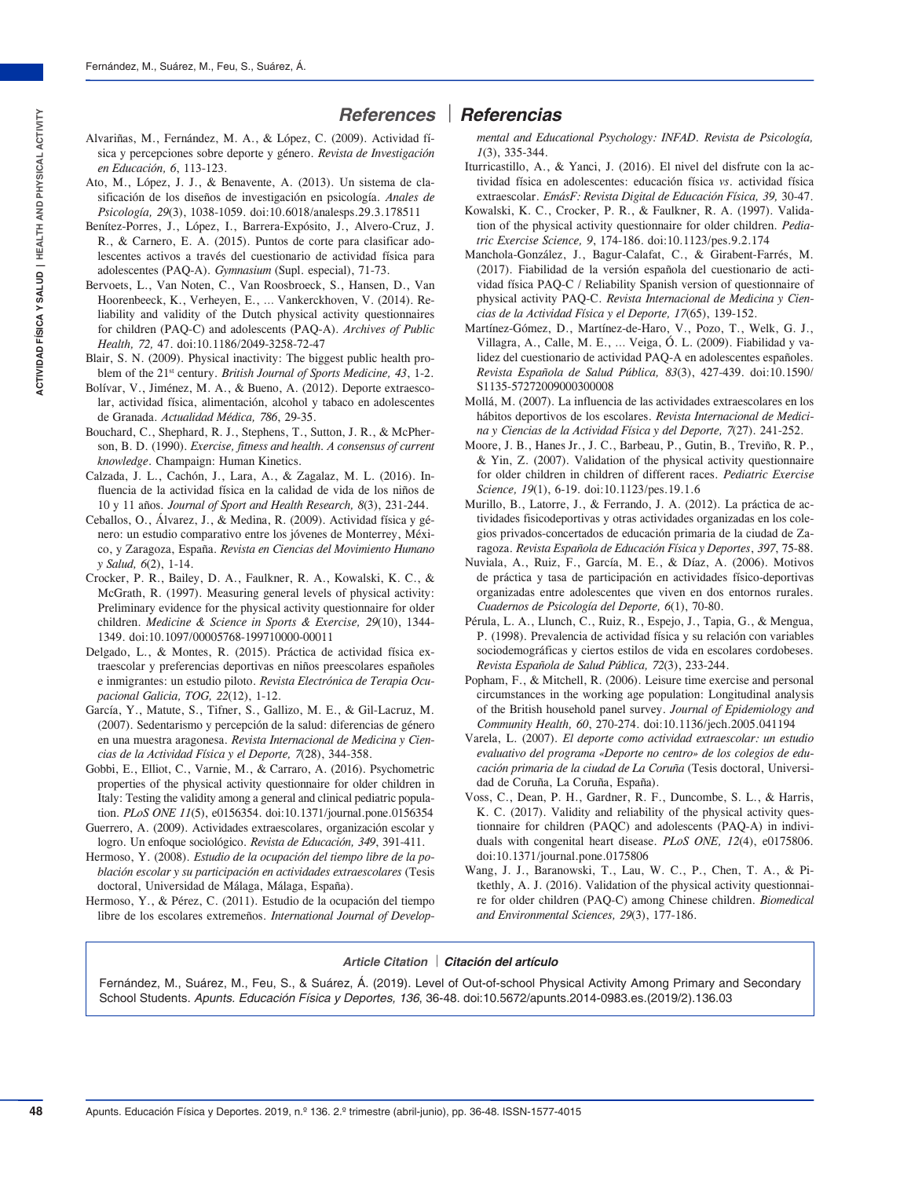## References | Referencias

Alvariñas, M., Fernández, M. A., & López, C. (2009). Actividad física y percepciones sobre deporte y género. *Revista de Investigación en Educación, 6*, 113-123.

Ato, M., López, J. J., & Benavente, A. (2013). Un sistema de clasificación de los diseños de investigación en psicología. *Anales de Psicología, 29*(3), 1038-1059. doi:10.6018/analesps.29.3.178511

Benítez-Porres, J., López, I., Barrera-Expósito, J., Alvero-Cruz, J. R., & Carnero, E. A. (2015). Puntos de corte para clasificar adolescentes activos a través del cuestionario de actividad física para adolescentes (PAQ-A). *Gymnasium* (Supl. especial), 71-73.

Bervoets, L., Van Noten, C., Van Roosbroeck, S., Hansen, D., Van Hoorenbeeck, K., Verheyen, E., ... Vankerckhoven, V. (2014). Reliability and validity of the Dutch physical activity questionnaires for children (PAQ-C) and adolescents (PAQ-A). *Archives of Public Health, 72,* 47. doi:10.1186/2049-3258-72-47

Blair, S. N. (2009). Physical inactivity: The biggest public health problem of the 21st century. *British Journal of Sports Medicine, 43*, 1-2.

Bolívar, V., Jiménez, M. A., & Bueno, A. (2012). Deporte extraescolar, actividad física, alimentación, alcohol y tabaco en adolescentes de Granada. *Actualidad Médica, 786*, 29-35.

Bouchard, C., Shephard, R. J., Stephens, T., Sutton, J. R., & McPherson, B. D. (1990). *Exercise, fitness and health. A consensus of current knowledge*. Champaign: Human Kinetics.

Calzada, J. L., Cachón, J., Lara, A., & Zagalaz, M. L. (2016). Influencia de la actividad física en la calidad de vida de los niños de 10 y 11 años. *Journal of Sport and Health Research, 8*(3), 231-244.

Ceballos, O., Álvarez, J., & Medina, R. (2009). Actividad física y género: un estudio comparativo entre los jóvenes de Monterrey, México, y Zaragoza, España. *Revista en Ciencias del Movimiento Humano y Salud, 6*(2), 1-14.

Crocker, P. R., Bailey, D. A., Faulkner, R. A., Kowalski, K. C., & McGrath, R. (1997). Measuring general levels of physical activity: Preliminary evidence for the physical activity questionnaire for older children. *Medicine & Science in Sports & Exercise, 29*(10), 1344-1349. doi:10.1097/00005768-199710000-00011

Delgado, L., & Montes, R. (2015). Práctica de actividad física extraescolar y preferencias deportivas en niños preescolares españoles e inmigrantes: un estudio piloto. *Revista Electrónica de Terapia Ocupacional Galicia, TOG, 22*(12), 1-12.

García, Y., Matute, S., Tifner, S., Gallizo, M. E., & Gil-Lacruz, M. (2007). Sedentarismo y percepción de la salud: diferencias de género en una muestra aragonesa. *Revista Internacional de Medicina y Ciencias de la Actividad Física y el Deporte, 7*(28), 344-358.

Gobbi, E., Elliot, C., Varnie, M., & Carraro, A. (2016). Psychometric properties of the physical activity questionnaire for older children in Italy: Testing the validity among a general and clinical pediatric population. *PLoS ONE 11*(5), e0156354. doi:10.1371/journal.pone.0156354

Guerrero, A. (2009). Actividades extraescolares, organización escolar y logro. Un enfoque sociológico. *Revista de Educación, 349*, 391-411.

Hermoso, Y. (2008). *Estudio de la ocupación del tiempo libre de la población escolar y su participación en actividades extraescolares* (Tesis doctoral, Universidad de Málaga, Málaga, España).

Hermoso, Y., & Pérez, C. (2011). Estudio de la ocupación del tiempo libre de los escolares extremeños. *International Journal of Developmental and Educational Psychology: INFAD. Revista de Psicología, 1*(3), 335-344.

Iturricastillo, A., & Yanci, J. (2016). El nivel del disfrute con la actividad física en adolescentes: educación física *vs*. actividad física extraescolar. *EmásF: Revista Digital de Educación Física, 39,* 30-47.

Kowalski, K. C., Crocker, P. R., & Faulkner, R. A. (1997). Validation of the physical activity questionnaire for older children. *Pediatric Exercise Science, 9*, 174-186. doi:10.1123/pes.9.2.174

Manchola-González, J., Bagur-Calafat, C., & Girabent-Farrés, M. (2017). Fiabilidad de la versión española del cuestionario de actividad física PAQ-C / Reliability Spanish version of questionnaire of physical activity PAQ-C. *Revista Internacional de Medicina y Ciencias de la Actividad Física y el Deporte, 17*(65), 139-152.

Martínez-Gómez, D., Martínez-de-Haro, V., Pozo, T., Welk, G. J., Villagra, A., Calle, M. E., ... Veiga, Ó. L. (2009). Fiabilidad y validez del cuestionario de actividad PAQ-A en adolescentes españoles. *Revista Española de Salud Pública, 83*(3), 427-439. doi:10.1590/S1135-57272009000300008

Mollá, M. (2007). La influencia de las actividades extraescolares en los hábitos deportivos de los escolares. *Revista Internacional de Medicina y Ciencias de la Actividad Física y del Deporte, 7*(27). 241-252.

Moore, J. B., Hanes Jr., J. C., Barbeau, P., Gutin, B., Treviño, R. P., & Yin, Z. (2007). Validation of the physical activity questionnaire for older children in children of different races. *Pediatric Exercise Science, 19*(1), 6-19. doi:10.1123/pes.19.1.6

Murillo, B., Latorre, J., & Ferrando, J. A. (2012). La práctica de actividades fisicodeportivas y otras actividades organizadas en los colegios privados-concertados de educación primaria de la ciudad de Zaragoza. *Revista Española de Educación Física y Deportes*, *397*, 75-88.

Nuviala, A., Ruiz, F., García, M. E., & Díaz, A. (2006). Motivos de práctica y tasa de participación en actividades físico-deportivas organizadas entre adolescentes que viven en dos entornos rurales. *Cuadernos de Psicología del Deporte, 6*(1), 70-80.

Pérula, L. A., Llunch, C., Ruiz, R., Espejo, J., Tapia, G., & Mengua, P. (1998). Prevalencia de actividad física y su relación con variables sociodemográficas y ciertos estilos de vida en escolares cordobeses. *Revista Española de Salud Pública, 72*(3), 233-244.

Popham, F., & Mitchell, R. (2006). Leisure time exercise and personal circumstances in the working age population: Longitudinal analysis of the British household panel survey. *Journal of Epidemiology and Community Health, 60*, 270-274. doi:10.1136/jech.2005.041194

Varela, L. (2007). *El deporte como actividad extraescolar: un estudio evaluativo del programa «Deporte no centro» de los colegios de educación primaria de la ciudad de La Coruña* (Tesis doctoral, Universidad de Coruña, La Coruña, España).

Voss, C., Dean, P. H., Gardner, R. F., Duncombe, S. L., & Harris, K. C. (2017). Validity and reliability of the physical activity questionnaire for children (PAQC) and adolescents (PAQ-A) in individuals with congenital heart disease. *PLoS ONE, 12*(4), e0175806. doi:10.1371/journal.pone.0175806

Wang, J. J., Baranowski, T., Lau, W. C., P., Chen, T. A., & Pitkethly, A. J. (2016). Validation of the physical activity questionnaire for older children (PAQ-C) among Chinese children. *Biomedical and Environmental Sciences, 29*(3), 177-186.

**Article Citation | Citación del artículo**

Fernández, M., Suárez, M., Feu, S., & Suárez, Á. (2019). Level of Out-of-school Physical Activity Among Primary and Secondary School Students. *Apunts. Educación Física y Deportes, 136*, 36-48. doi:10.5672/apunts.2014-0983.es.(2019/2).136.03